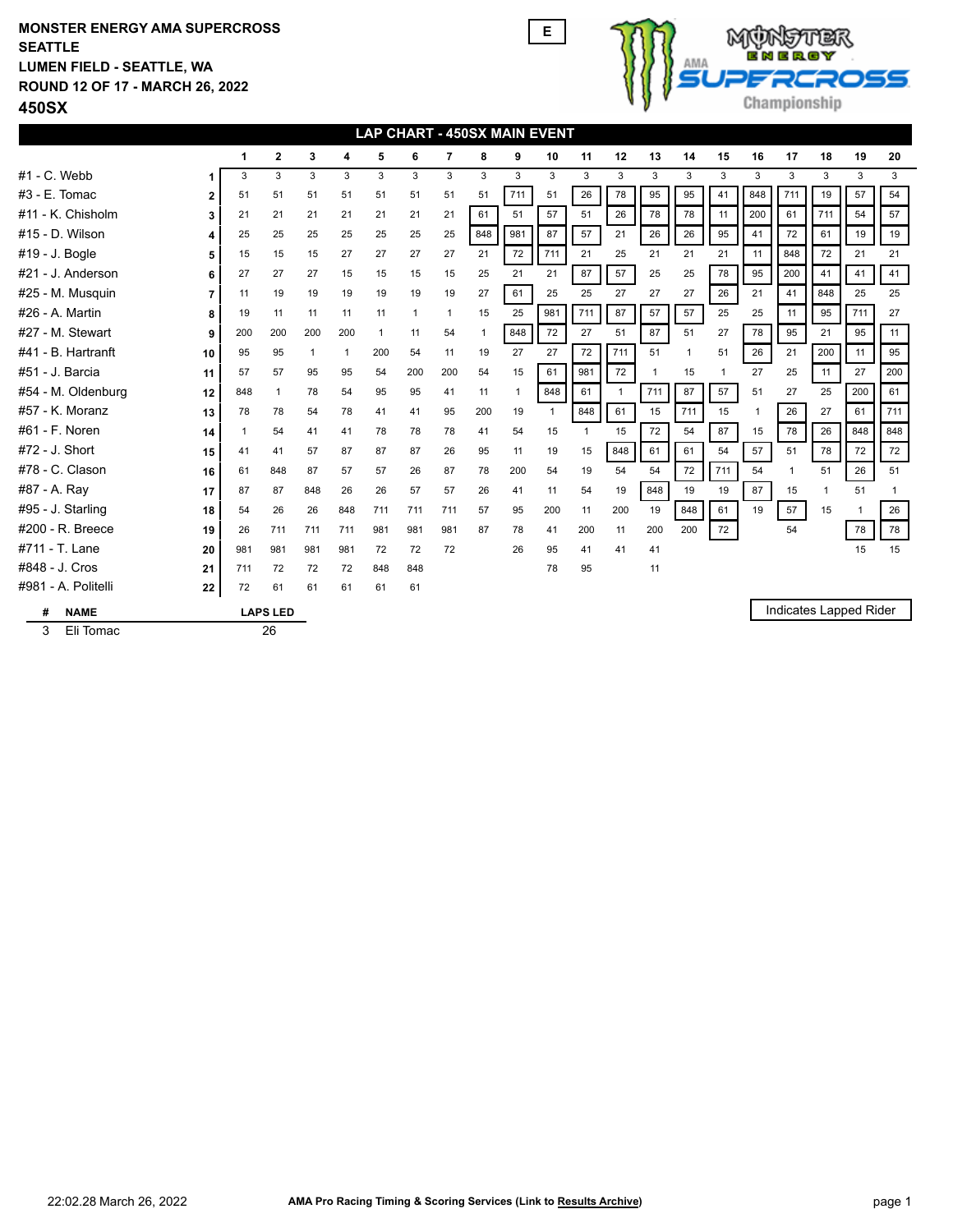**MONSTER ENERGY AMA SUPERCROSS**
**SEATTLE**
**LUMEN FIELD - SEATTLE, WA**
**ROUND 12 OF 17 - MARCH 26, 2022**

# 450SX

E

## LAP CHART - 450SX MAIN EVENT

| Rider | Pos | 1 | 2 | 3 | 4 | 5 | 6 | 7 | 8 | 9 | 10 | 11 | 12 | 13 | 14 | 15 | 16 | 17 | 18 | 19 | 20 |
|---|---|---|---|---|---|---|---|---|---|---|---|---|---|---|---|---|---|---|---|---|---|
| #1 - C. Webb | 1 | 3 | 3 | 3 | 3 | 3 | 3 | 3 | 3 | 3 | 3 | 3 | 3 | 3 | 3 | 3 | 3 | 3 | 3 | 3 | 3 |
| #3 - E. Tomac | 2 | 51 | 51 | 51 | 51 | 51 | 51 | 51 | 51 | 711 | 51 | 26 | 78 | 95 | 95 | 41 | 848 | 711 | 19 | 57 | 54 |
| #11 - K. Chisholm | 3 | 21 | 21 | 21 | 21 | 21 | 21 | 21 | 61 | 51 | 57 | 51 | 26 | 78 | 78 | 11 | 200 | 61 | 711 | 54 | 57 |
| #15 - D. Wilson | 4 | 25 | 25 | 25 | 25 | 25 | 25 | 25 | 848 | 981 | 87 | 57 | 21 | 26 | 26 | 95 | 41 | 72 | 61 | 19 | 19 |
| #19 - J. Bogle | 5 | 15 | 15 | 15 | 27 | 27 | 27 | 27 | 21 | 72 | 711 | 21 | 25 | 21 | 21 | 21 | 11 | 848 | 72 | 21 | 21 |
| #21 - J. Anderson | 6 | 27 | 27 | 27 | 15 | 15 | 15 | 15 | 25 | 21 | 21 | 87 | 57 | 25 | 25 | 78 | 95 | 200 | 41 | 41 | 41 |
| #25 - M. Musquin | 7 | 11 | 19 | 19 | 19 | 19 | 19 | 19 | 27 | 61 | 25 | 25 | 27 | 27 | 27 | 26 | 21 | 41 | 848 | 25 | 25 |
| #26 - A. Martin | 8 | 19 | 11 | 11 | 11 | 11 | 1 | 1 | 15 | 25 | 981 | 711 | 87 | 57 | 57 | 25 | 25 | 11 | 95 | 711 | 27 |
| #27 - M. Stewart | 9 | 200 | 200 | 200 | 200 | 1 | 11 | 54 | 1 | 848 | 72 | 27 | 51 | 87 | 51 | 27 | 78 | 95 | 21 | 95 | 11 |
| #41 - B. Hartranft | 10 | 95 | 95 | 1 | 1 | 200 | 54 | 11 | 19 | 27 | 27 | 72 | 711 | 51 | 1 | 51 | 26 | 21 | 200 | 11 | 95 |
| #51 - J. Barcia | 11 | 57 | 57 | 95 | 95 | 54 | 200 | 200 | 54 | 15 | 61 | 981 | 72 | 1 | 15 | 1 | 27 | 25 | 11 | 27 | 200 |
| #54 - M. Oldenburg | 12 | 848 | 1 | 78 | 54 | 95 | 95 | 41 | 11 | 1 | 848 | 61 | 1 | 711 | 87 | 57 | 51 | 27 | 25 | 200 | 61 |
| #57 - K. Moranz | 13 | 78 | 78 | 54 | 78 | 41 | 41 | 95 | 200 | 19 | 1 | 848 | 61 | 15 | 711 | 15 | 1 | 26 | 27 | 61 | 711 |
| #61 - F. Noren | 14 | 1 | 54 | 41 | 41 | 78 | 78 | 78 | 41 | 54 | 15 | 1 | 15 | 72 | 54 | 87 | 15 | 78 | 26 | 848 | 848 |
| #72 - J. Short | 15 | 41 | 41 | 57 | 87 | 87 | 87 | 26 | 95 | 11 | 19 | 15 | 848 | 61 | 61 | 54 | 57 | 51 | 78 | 72 | 72 |
| #78 - C. Clason | 16 | 61 | 848 | 87 | 57 | 57 | 26 | 87 | 78 | 200 | 54 | 19 | 54 | 54 | 72 | 711 | 54 | 1 | 51 | 26 | 51 |
| #87 - A. Ray | 17 | 87 | 87 | 848 | 26 | 26 | 57 | 57 | 26 | 41 | 11 | 54 | 19 | 848 | 19 | 19 | 87 | 15 | 1 | 51 | 1 |
| #95 - J. Starling | 18 | 54 | 26 | 26 | 848 | 711 | 711 | 711 | 57 | 95 | 200 | 11 | 200 | 19 | 848 | 61 | 19 | 57 | 15 | 1 | 26 |
| #200 - R. Breece | 19 | 26 | 711 | 711 | 711 | 981 | 981 | 981 | 87 | 78 | 41 | 200 | 11 | 200 | 200 | 72 | | 54 | | 78 | 78 |
| #711 - T. Lane | 20 | 981 | 981 | 981 | 981 | 72 | 72 | 72 | | 26 | 95 | 41 | 41 | 41 | | | | | | 15 | 15 |
| #848 - J. Cros | 21 | 711 | 72 | 72 | 72 | 848 | 848 | | | | 78 | 95 | | 11 | | | | | | | |
| #981 - A. Politelli | 22 | 72 | 61 | 61 | 61 | 61 | 61 | | | | | | | | | | | | | | |

Indicates Lapped Rider

| # | NAME | LAPS LED |
|---|---|---|
| 3 | Eli Tomac | 26 |

22:02.28 March 26, 2022

**AMA Pro Racing Timing & Scoring Services (Link to Results Archive)**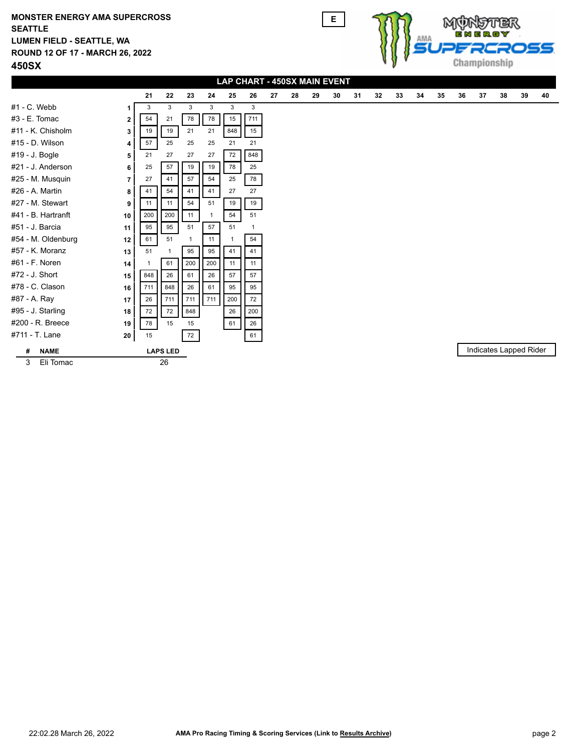MONSTER ENERGY AMA SUPERCROSS
SEATTLE
LUMEN FIELD - SEATTLE, WA
ROUND 12 OF 17 - MARCH 26, 2022

**450SX**

E

## LAP CHART - 450SX MAIN EVENT

| Rider | Pos | 21 | 22 | 23 | 24 | 25 | 26 | 27 | 28 | 29 | 30 | 31 | 32 | 33 | 34 | 35 | 36 | 37 | 38 | 39 | 40 |
|---|---|---|---|---|---|---|---|---|---|---|---|---|---|---|---|---|---|---|---|---|---|
| #1 - C. Webb | 1 | 3 | 3 | 3 | 3 | 3 | 3 | | | | | | | | | | | | | | |
| #3 - E. Tomac | 2 | 54 | 21 | 78 | 78 | 15 | 711 | | | | | | | | | | | | | | |
| #11 - K. Chisholm | 3 | 19 | 19 | 21 | 21 | 848 | 15 | | | | | | | | | | | | | | |
| #15 - D. Wilson | 4 | 57 | 25 | 25 | 25 | 21 | 21 | | | | | | | | | | | | | | |
| #19 - J. Bogle | 5 | 21 | 27 | 27 | 27 | 72 | 848 | | | | | | | | | | | | | | |
| #21 - J. Anderson | 6 | 25 | 57 | 19 | 19 | 78 | 25 | | | | | | | | | | | | | | |
| #25 - M. Musquin | 7 | 27 | 41 | 57 | 54 | 25 | 78 | | | | | | | | | | | | | | |
| #26 - A. Martin | 8 | 41 | 54 | 41 | 41 | 27 | 27 | | | | | | | | | | | | | | |
| #27 - M. Stewart | 9 | 11 | 11 | 54 | 51 | 19 | 19 | | | | | | | | | | | | | | |
| #41 - B. Hartranft | 10 | 200 | 200 | 11 | 1 | 54 | 51 | | | | | | | | | | | | | | |
| #51 - J. Barcia | 11 | 95 | 95 | 51 | 57 | 51 | 1 | | | | | | | | | | | | | | |
| #54 - M. Oldenburg | 12 | 61 | 51 | 1 | 11 | 1 | 54 | | | | | | | | | | | | | | |
| #57 - K. Moranz | 13 | 51 | 1 | 95 | 95 | 41 | 41 | | | | | | | | | | | | | | |
| #61 - F. Noren | 14 | 1 | 61 | 200 | 200 | 11 | 11 | | | | | | | | | | | | | | |
| #72 - J. Short | 15 | 848 | 26 | 61 | 26 | 57 | 57 | | | | | | | | | | | | | | |
| #78 - C. Clason | 16 | 711 | 848 | 26 | 61 | 95 | 95 | | | | | | | | | | | | | | |
| #87 - A. Ray | 17 | 26 | 711 | 711 | 711 | 200 | 72 | | | | | | | | | | | | | | |
| #95 - J. Starling | 18 | 72 | 72 | 848 | | 26 | 200 | | | | | | | | | | | | | | |
| #200 - R. Breece | 19 | 78 | 15 | 15 | | 61 | 26 | | | | | | | | | | | | | | |
| #711 - T. Lane | 20 | 15 | | 72 | | | 61 | | | | | | | | | | | | | | |

| # | NAME | LAPS LED |
|---|---|---|
| 3 | Eli Tomac | 26 |

Indicates Lapped Rider

22:02.28 March 26, 2022

AMA Pro Racing Timing & Scoring Services (Link to Results Archive)